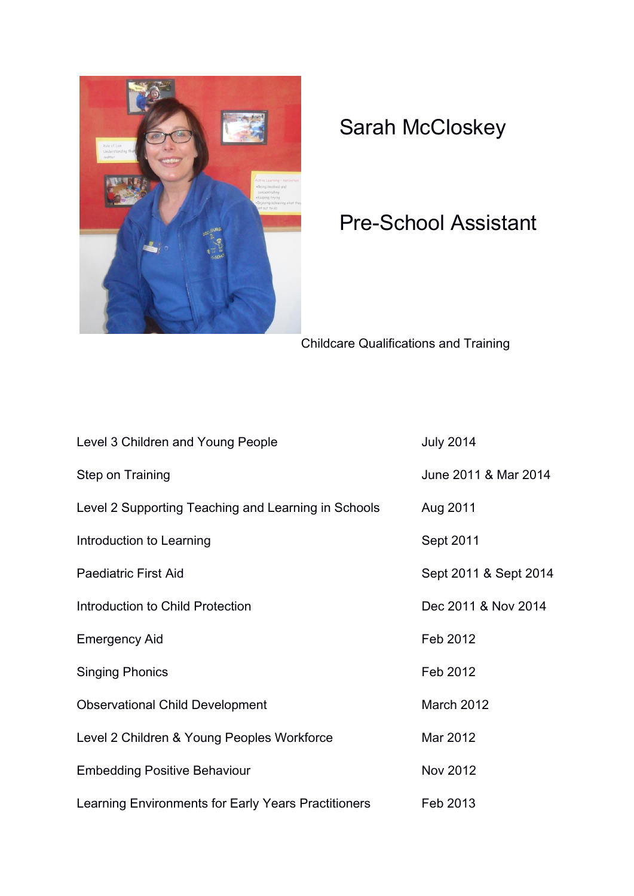# Sarah McCloskey

## Pre-School Assistant

Childcare Qualifications and Training

| | |
|---|---|
| Level 3 Children and Young People | July 2014 |
| Step on Training | June 2011 & Mar 2014 |
| Level 2 Supporting Teaching and Learning in Schools | Aug 2011 |
| Introduction to Learning | Sept 2011 |
| Paediatric First Aid | Sept 2011 & Sept 2014 |
| Introduction to Child Protection | Dec 2011 & Nov 2014 |
| Emergency Aid | Feb 2012 |
| Singing Phonics | Feb 2012 |
| Observational Child Development | March 2012 |
| Level 2 Children & Young Peoples Workforce | Mar 2012 |
| Embedding Positive Behaviour | Nov 2012 |
| Learning Environments for Early Years Practitioners | Feb 2013 |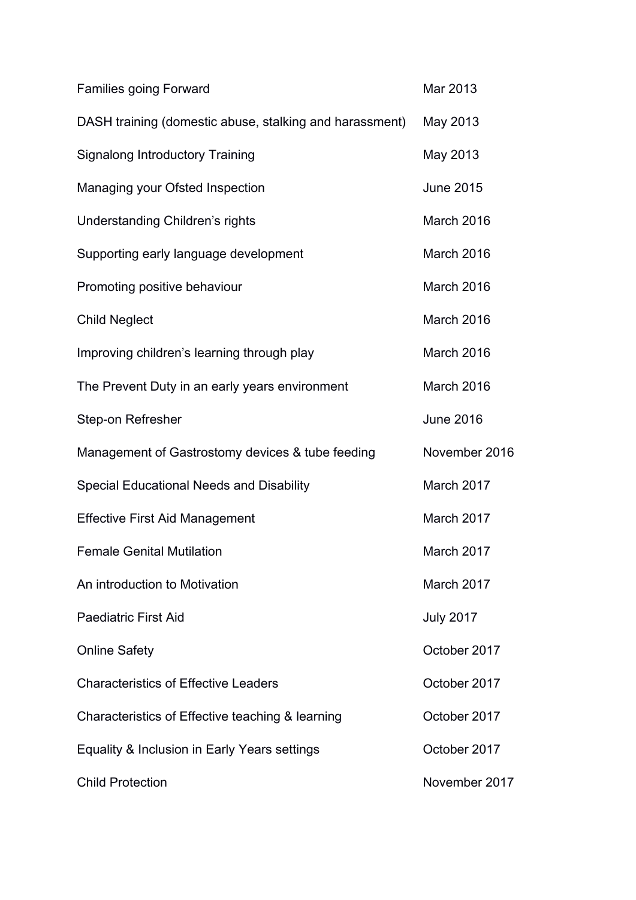| | |
|---|---|
| Families going Forward | Mar 2013 |
| DASH training (domestic abuse, stalking and harassment) | May 2013 |
| Signalong Introductory Training | May 2013 |
| Managing your Ofsted Inspection | June 2015 |
| Understanding Children's rights | March 2016 |
| Supporting early language development | March 2016 |
| Promoting positive behaviour | March 2016 |
| Child Neglect | March 2016 |
| Improving children's learning through play | March 2016 |
| The Prevent Duty in an early years environment | March 2016 |
| Step-on Refresher | June 2016 |
| Management of Gastrostomy devices & tube feeding | November 2016 |
| Special Educational Needs and Disability | March 2017 |
| Effective First Aid Management | March 2017 |
| Female Genital Mutilation | March 2017 |
| An introduction to Motivation | March 2017 |
| Paediatric First Aid | July 2017 |
| Online Safety | October 2017 |
| Characteristics of Effective Leaders | October 2017 |
| Characteristics of Effective teaching & learning | October 2017 |
| Equality & Inclusion in Early Years settings | October 2017 |
| Child Protection | November 2017 |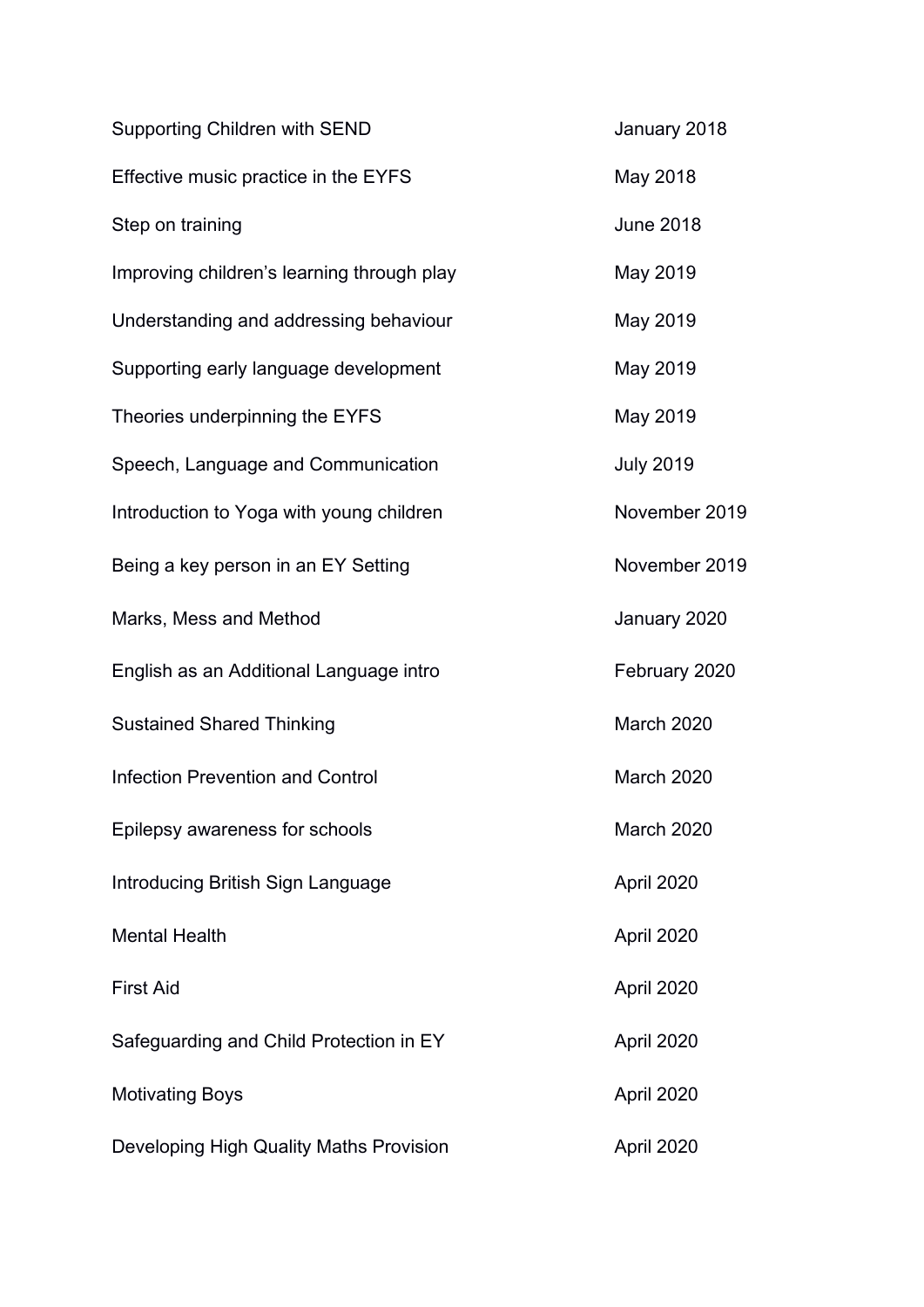| | |
|---|---|
| Supporting Children with SEND | January 2018 |
| Effective music practice in the EYFS | May 2018 |
| Step on training | June 2018 |
| Improving children's learning through play | May 2019 |
| Understanding and addressing behaviour | May 2019 |
| Supporting early language development | May 2019 |
| Theories underpinning the EYFS | May 2019 |
| Speech, Language and Communication | July 2019 |
| Introduction to Yoga with young children | November 2019 |
| Being a key person in an EY Setting | November 2019 |
| Marks, Mess and Method | January 2020 |
| English as an Additional Language intro | February 2020 |
| Sustained Shared Thinking | March 2020 |
| Infection Prevention and Control | March 2020 |
| Epilepsy awareness for schools | March 2020 |
| Introducing British Sign Language | April 2020 |
| Mental Health | April 2020 |
| First Aid | April 2020 |
| Safeguarding and Child Protection in EY | April 2020 |
| Motivating Boys | April 2020 |
| Developing High Quality Maths Provision | April 2020 |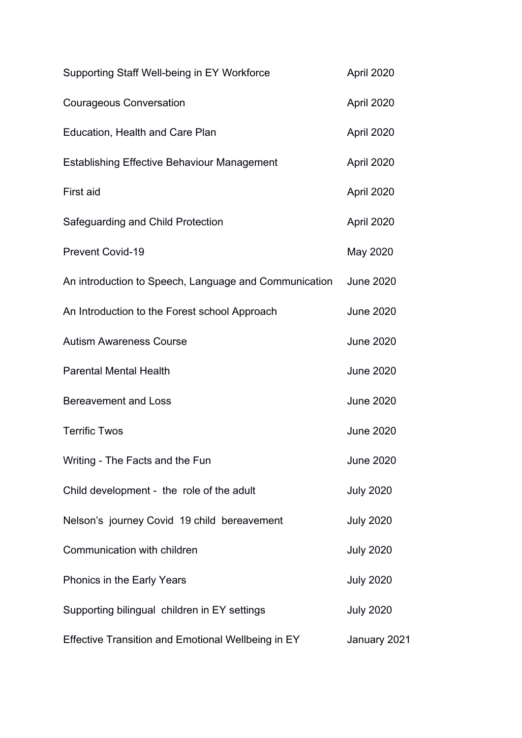| | |
|---|---|
| Supporting Staff Well-being in EY Workforce | April 2020 |
| Courageous Conversation | April 2020 |
| Education, Health and Care Plan | April 2020 |
| Establishing Effective Behaviour Management | April 2020 |
| First aid | April 2020 |
| Safeguarding and Child Protection | April 2020 |
| Prevent Covid-19 | May 2020 |
| An introduction to Speech, Language and Communication | June 2020 |
| An Introduction to the Forest school Approach | June 2020 |
| Autism Awareness Course | June 2020 |
| Parental Mental Health | June 2020 |
| Bereavement and Loss | June 2020 |
| Terrific Twos | June 2020 |
| Writing - The Facts and the Fun | June 2020 |
| Child development - the role of the adult | July 2020 |
| Nelson's journey Covid 19 child bereavement | July 2020 |
| Communication with children | July 2020 |
| Phonics in the Early Years | July 2020 |
| Supporting bilingual children in EY settings | July 2020 |
| Effective Transition and Emotional Wellbeing in EY | January 2021 |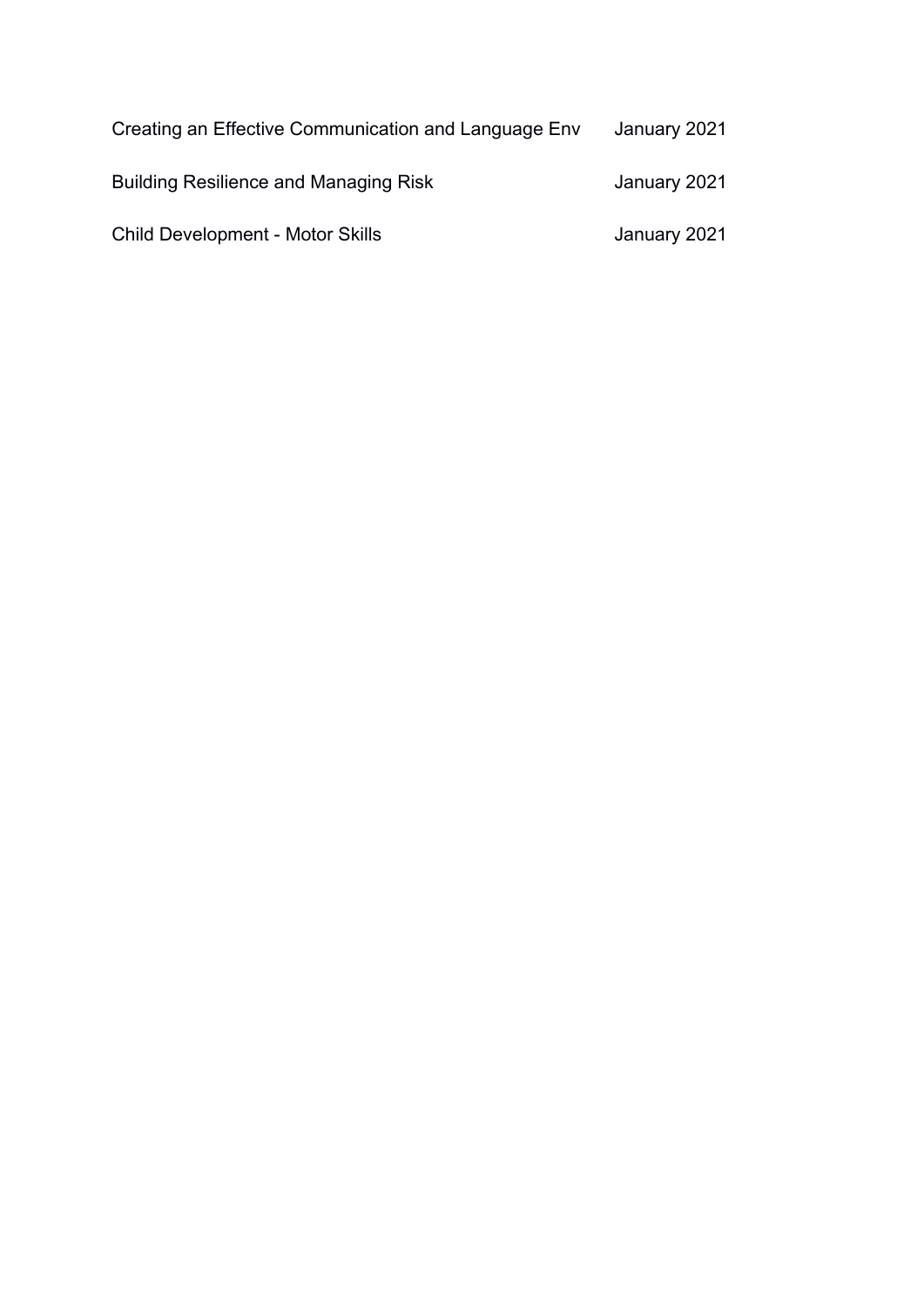| | |
|---|---|
| Creating an Effective Communication and Language Env | January 2021 |
| Building Resilience and Managing Risk | January 2021 |
| Child Development - Motor Skills | January 2021 |